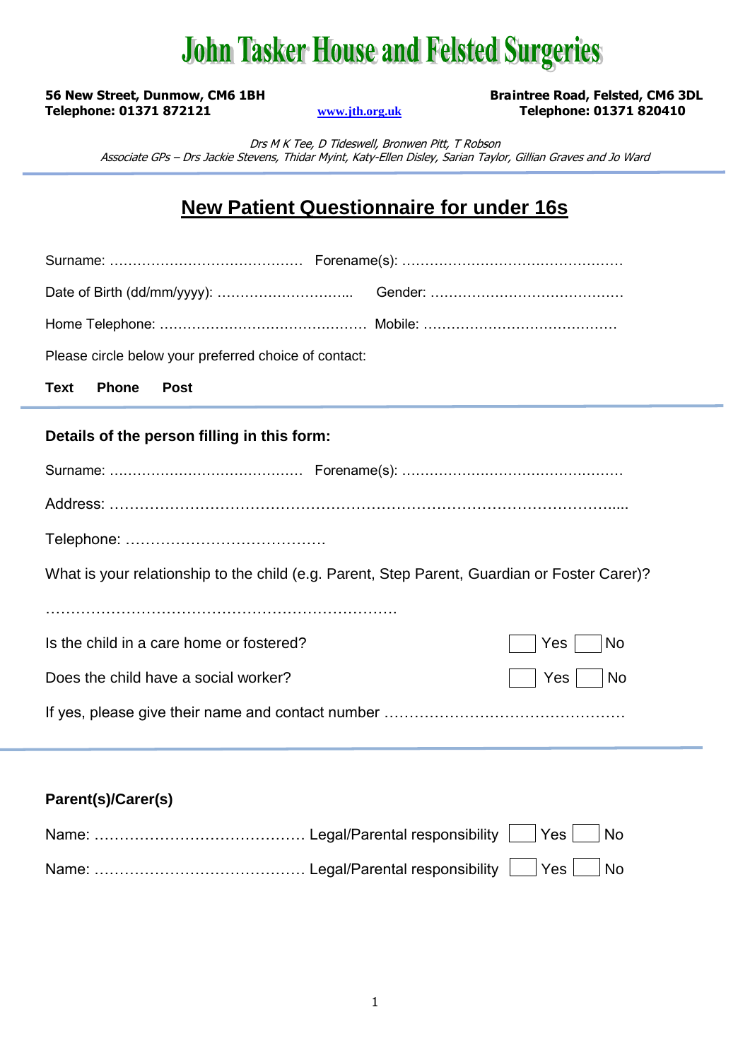# John Tasker House and Felsted Surgeries

**56 New Street, Dunmow, CM6 1BH**
**Telephone: 01371 872121**

www.jth.org.uk

**Braintree Road, Felsted, CM6 3DL**
**Telephone: 01371 820410**

*Drs M K Tee, D Tideswell, Bronwen Pitt, T Robson*
*Associate GPs – Drs Jackie Stevens, Thidar Myint, Katy-Ellen Disley, Sarian Taylor, Gillian Graves and Jo Ward*

## New Patient Questionnaire for under 16s

Surname: …………………………………… Forename(s): …………………………………………

Date of Birth (dd/mm/yyyy): ………………………... Gender: ……………………………………

Home Telephone: ……………………………………… Mobile: ……………………………………

Please circle below your preferred choice of contact:

**Text** **Phone** **Post**

**Details of the person filling in this form:**

Surname: …………………………………… Forename(s): …………………………………………

Address: ………………………………………………………………………………………....

Telephone: …………………………………

What is your relationship to the child (e.g. Parent, Step Parent, Guardian or Foster Carer)?

……………………………………………………………

Is the child in a care home or fostered? ☐ Yes ☐ No

Does the child have a social worker? ☐ Yes ☐ No

If yes, please give their name and contact number …………………………………………

**Parent(s)/Carer(s)**

Name: …………………………………… Legal/Parental responsibility ☐ Yes ☐ No

Name: …………………………………… Legal/Parental responsibility ☐ Yes ☐ No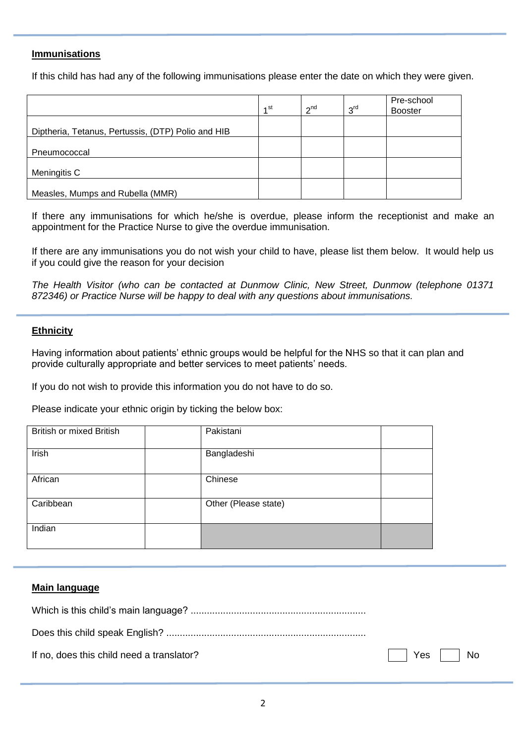## Immunisations

If this child has had any of the following immunisations please enter the date on which they were given.

| | 1st | 2nd | 3rd | Pre-school Booster |
|---|---|---|---|---|
| Diptheria, Tetanus, Pertussis, (DTP) Polio and HIB | | | | |
| Pneumococcal | | | | |
| Meningitis C | | | | |
| Measles, Mumps and Rubella (MMR) | | | | |

If there any immunisations for which he/she is overdue, please inform the receptionist and make an appointment for the Practice Nurse to give the overdue immunisation.

If there are any immunisations you do not wish your child to have, please list them below. It would help us if you could give the reason for your decision

*The Health Visitor (who can be contacted at Dunmow Clinic, New Street, Dunmow (telephone 01371 872346) or Practice Nurse will be happy to deal with any questions about immunisations.*

## Ethnicity

Having information about patients' ethnic groups would be helpful for the NHS so that it can plan and provide culturally appropriate and better services to meet patients' needs.

If you do not wish to provide this information you do not have to do so.

Please indicate your ethnic origin by ticking the below box:

| | | | |
|---|---|---|---|
| British or mixed British | | Pakistani | |
| Irish | | Bangladeshi | |
| African | | Chinese | |
| Caribbean | | Other (Please state) | |
| Indian | | | |

## Main language

Which is this child's main language? .................................................................

Does this child speak English? .........................................................................

If no, does this child need a translator? ☐ Yes ☐ No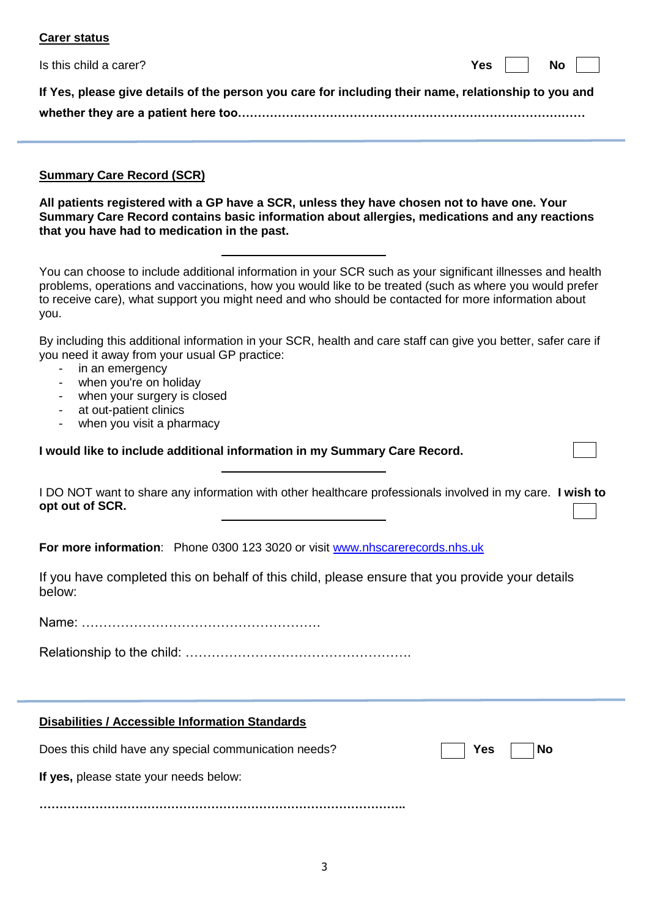**<u>Carer status</u>**

Is this child a carer? **Yes** ☐ **No** ☐

**If Yes, please give details of the person you care for including their name, relationship to you and whether they are a patient here too…………………………………………………………………………**

---

**<u>Summary Care Record (SCR)</u>**

**All patients registered with a GP have a SCR, unless they have chosen not to have one. Your Summary Care Record contains basic information about allergies, medications and any reactions that you have had to medication in the past.**

You can choose to include additional information in your SCR such as your significant illnesses and health problems, operations and vaccinations, how you would like to be treated (such as where you would prefer to receive care), what support you might need and who should be contacted for more information about you.

By including this additional information in your SCR, health and care staff can give you better, safer care if you need it away from your usual GP practice:

- in an emergency
- when you're on holiday
- when your surgery is closed
- at out-patient clinics
- when you visit a pharmacy

**I would like to include additional information in my Summary Care Record.** ☐

I DO NOT want to share any information with other healthcare professionals involved in my care. **I wish to opt out of SCR.** ☐

**For more information**: Phone 0300 123 3020 or visit [www.nhscarerecords.nhs.uk](http://www.nhscarerecords.nhs.uk)

If you have completed this on behalf of this child, please ensure that you provide your details below:

Name: ……………………………………………….

Relationship to the child: …………………………………………….

---

**<u>Disabilities / Accessible Information Standards</u>**

Does this child have any special communication needs? ☐ **Yes** ☐ **No**

**If yes,** please state your needs below:

……………………………………………………………………………….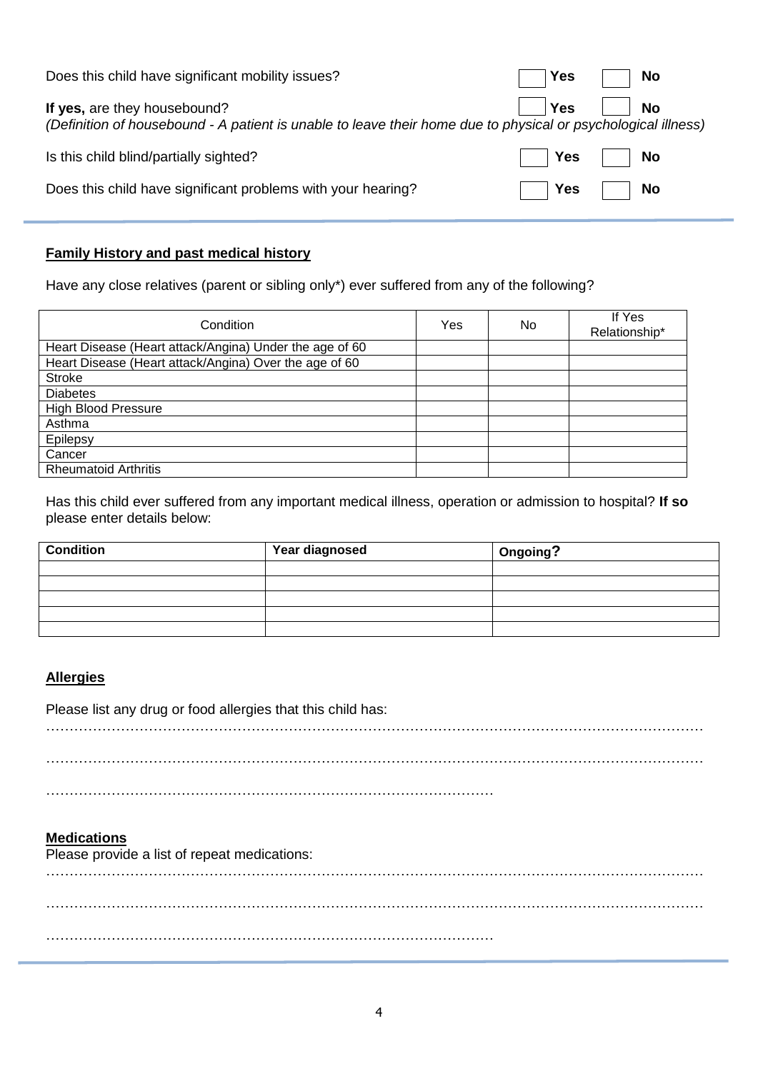Does this child have significant mobility issues? ☐ **Yes** ☐ **No**

**If yes,** are they housebound? ☐ **Yes** ☐ **No**
*(Definition of housebound - A patient is unable to leave their home due to physical or psychological illness)*

Is this child blind/partially sighted? ☐ **Yes** ☐ **No**

Does this child have significant problems with your hearing? ☐ **Yes** ☐ **No**

---

**Family History and past medical history**

Have any close relatives (parent or sibling only*) ever suffered from any of the following?

| Condition | Yes | No | If Yes Relationship* |
|---|---|---|---|
| Heart Disease (Heart attack/Angina) Under the age of 60 | | | |
| Heart Disease (Heart attack/Angina) Over the age of 60 | | | |
| Stroke | | | |
| Diabetes | | | |
| High Blood Pressure | | | |
| Asthma | | | |
| Epilepsy | | | |
| Cancer | | | |
| Rheumatoid Arthritis | | | |

Has this child ever suffered from any important medical illness, operation or admission to hospital? **If so** please enter details below:

| Condition | Year diagnosed | Ongoing? |
|---|---|---|
| | | |
| | | |
| | | |
| | | |
| | | |

**Allergies**

Please list any drug or food allergies that this child has:

……………………………………………………………………………………………………………………………

……………………………………………………………………………………………………………………………

……………………………………………………………………………………

**Medications**

Please provide a list of repeat medications:

……………………………………………………………………………………………………………………………

……………………………………………………………………………………………………………………………

……………………………………………………………………………………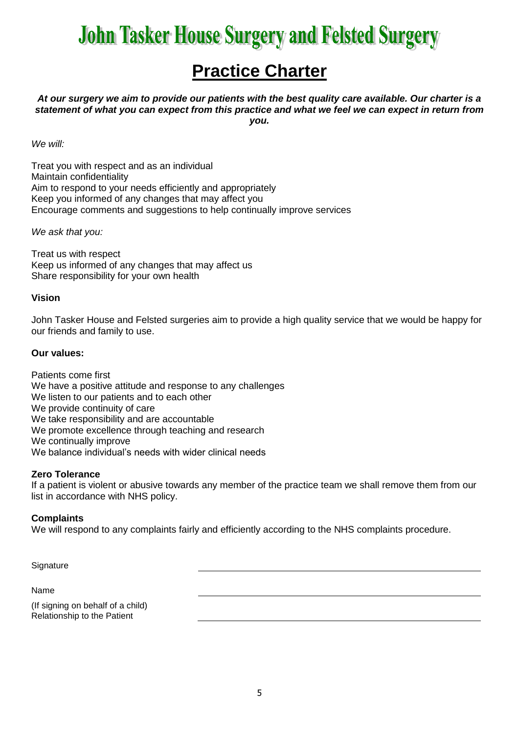# John Tasker House Surgery and Felsted Surgery

## Practice Charter

***At our surgery we aim to provide our patients with the best quality care available. Our charter is a statement of what you can expect from this practice and what we feel we can expect in return from you.***

*We will:*

Treat you with respect and as an individual
Maintain confidentiality
Aim to respond to your needs efficiently and appropriately
Keep you informed of any changes that may affect you
Encourage comments and suggestions to help continually improve services

*We ask that you:*

Treat us with respect
Keep us informed of any changes that may affect us
Share responsibility for your own health

**Vision**

John Tasker House and Felsted surgeries aim to provide a high quality service that we would be happy for our friends and family to use.

**Our values:**

Patients come first
We have a positive attitude and response to any challenges
We listen to our patients and to each other
We provide continuity of care
We take responsibility and are accountable
We promote excellence through teaching and research
We continually improve
We balance individual's needs with wider clinical needs

**Zero Tolerance**

If a patient is violent or abusive towards any member of the practice team we shall remove them from our list in accordance with NHS policy.

**Complaints**

We will respond to any complaints fairly and efficiently according to the NHS complaints procedure.

Signature \_\_\_\_\_\_\_\_\_\_\_\_\_\_\_\_\_\_\_\_\_\_\_\_\_\_\_\_\_\_\_\_\_\_\_\_\_\_\_\_

Name \_\_\_\_\_\_\_\_\_\_\_\_\_\_\_\_\_\_\_\_\_\_\_\_\_\_\_\_\_\_\_\_\_\_\_\_\_\_\_\_

(If signing on behalf of a child)
Relationship to the Patient \_\_\_\_\_\_\_\_\_\_\_\_\_\_\_\_\_\_\_\_\_\_\_\_\_\_\_\_\_\_\_\_\_\_\_\_\_\_\_\_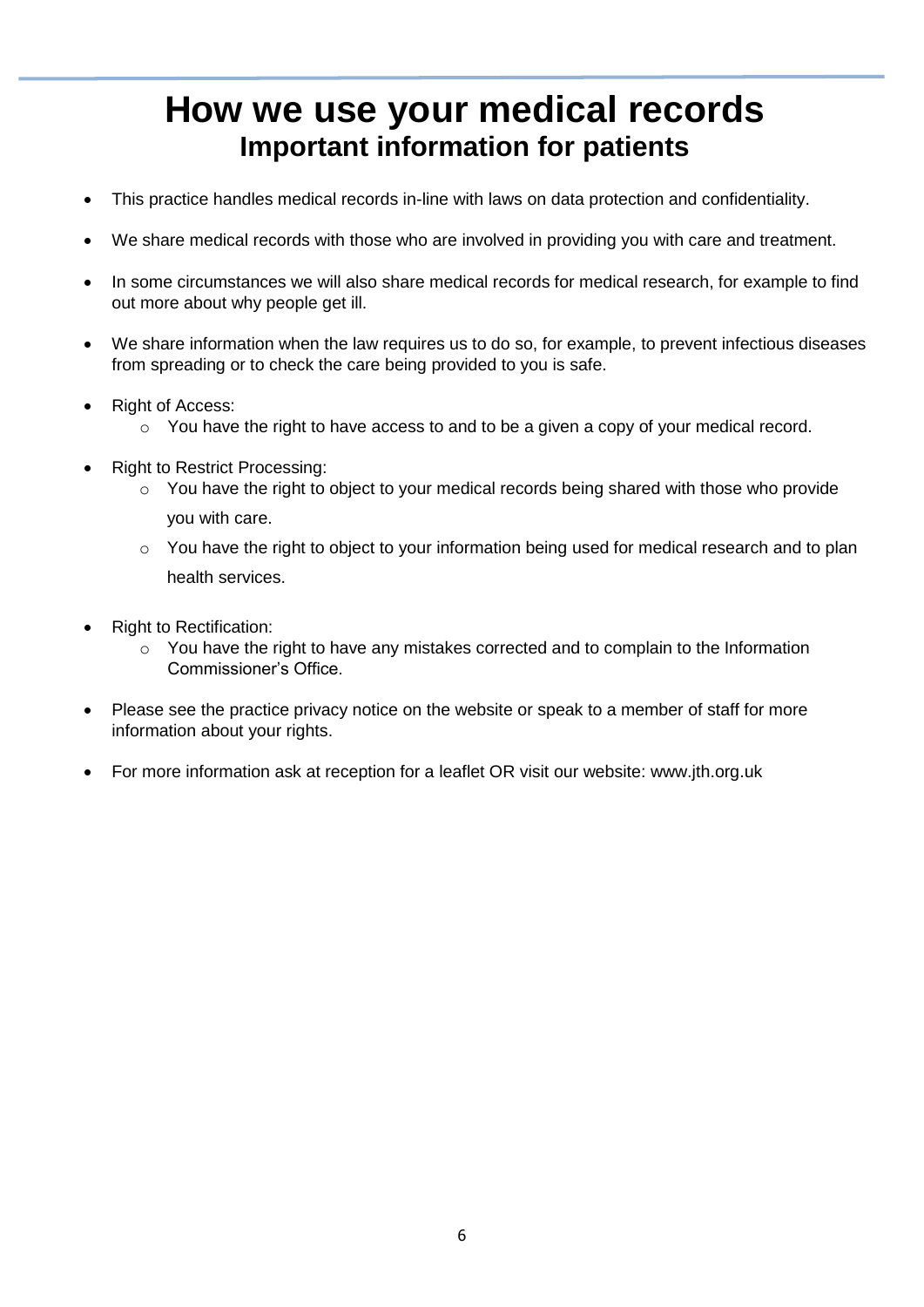# How we use your medical records

## Important information for patients

- This practice handles medical records in-line with laws on data protection and confidentiality.
- We share medical records with those who are involved in providing you with care and treatment.
- In some circumstances we will also share medical records for medical research, for example to find out more about why people get ill.
- We share information when the law requires us to do so, for example, to prevent infectious diseases from spreading or to check the care being provided to you is safe.
- Right of Access:
  - You have the right to have access to and to be a given a copy of your medical record.
- Right to Restrict Processing:
  - You have the right to object to your medical records being shared with those who provide you with care.
  - You have the right to object to your information being used for medical research and to plan health services.
- Right to Rectification:
  - You have the right to have any mistakes corrected and to complain to the Information Commissioner's Office.
- Please see the practice privacy notice on the website or speak to a member of staff for more information about your rights.
- For more information ask at reception for a leaflet OR visit our website: www.jth.org.uk